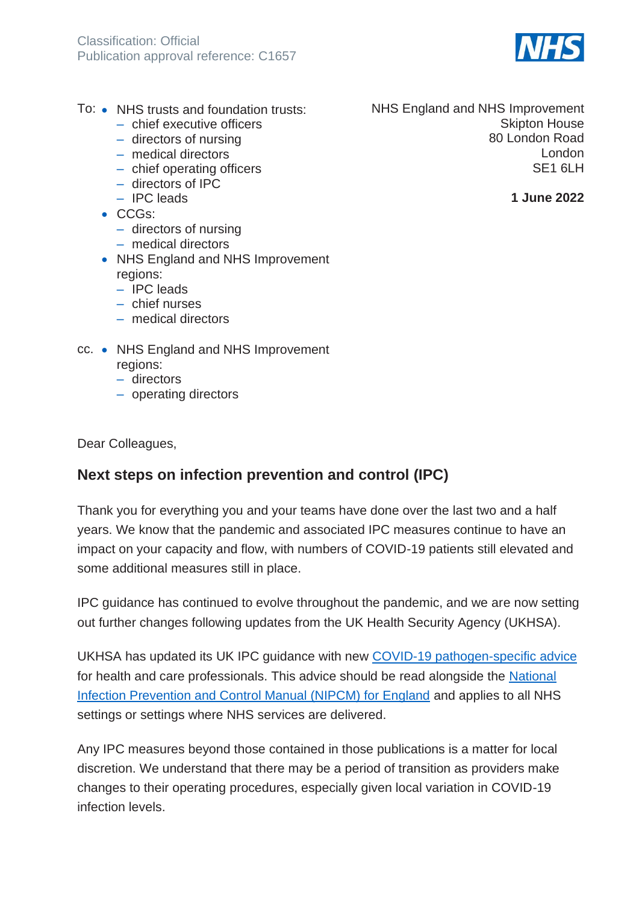Classification: Official
Publication approval reference: C1657

To:
- NHS trusts and foundation trusts:
  - chief executive officers
  - directors of nursing
  - medical directors
  - chief operating officers
  - directors of IPC
  - IPC leads
- CCGs:
  - directors of nursing
  - medical directors
- NHS England and NHS Improvement regions:
  - IPC leads
  - chief nurses
  - medical directors

cc.
- NHS England and NHS Improvement regions:
  - directors
  - operating directors

NHS England and NHS Improvement
Skipton House
80 London Road
London
SE1 6LH

**1 June 2022**

Dear Colleagues,

## Next steps on infection prevention and control (IPC)

Thank you for everything you and your teams have done over the last two and a half years. We know that the pandemic and associated IPC measures continue to have an impact on your capacity and flow, with numbers of COVID-19 patients still elevated and some additional measures still in place.

IPC guidance has continued to evolve throughout the pandemic, and we are now setting out further changes following updates from the UK Health Security Agency (UKHSA).

UKHSA has updated its UK IPC guidance with new COVID-19 pathogen-specific advice for health and care professionals. This advice should be read alongside the National Infection Prevention and Control Manual (NIPCM) for England and applies to all NHS settings or settings where NHS services are delivered.

Any IPC measures beyond those contained in those publications is a matter for local discretion. We understand that there may be a period of transition as providers make changes to their operating procedures, especially given local variation in COVID-19 infection levels.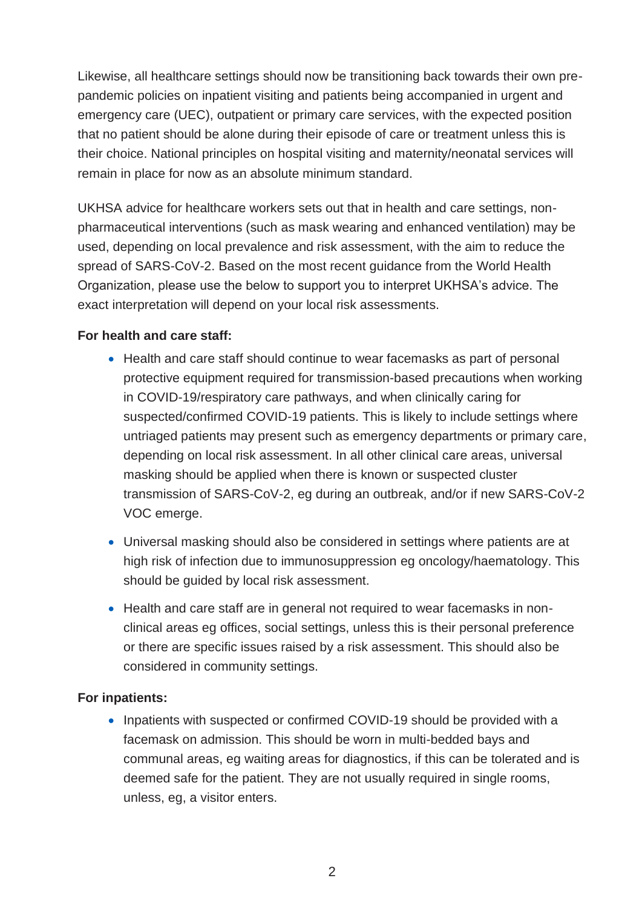Likewise, all healthcare settings should now be transitioning back towards their own pre-pandemic policies on inpatient visiting and patients being accompanied in urgent and emergency care (UEC), outpatient or primary care services, with the expected position that no patient should be alone during their episode of care or treatment unless this is their choice. National principles on hospital visiting and maternity/neonatal services will remain in place for now as an absolute minimum standard.

UKHSA advice for healthcare workers sets out that in health and care settings, non-pharmaceutical interventions (such as mask wearing and enhanced ventilation) may be used, depending on local prevalence and risk assessment, with the aim to reduce the spread of SARS-CoV-2. Based on the most recent guidance from the World Health Organization, please use the below to support you to interpret UKHSA's advice. The exact interpretation will depend on your local risk assessments.

**For health and care staff:**

- Health and care staff should continue to wear facemasks as part of personal protective equipment required for transmission-based precautions when working in COVID-19/respiratory care pathways, and when clinically caring for suspected/confirmed COVID-19 patients. This is likely to include settings where untriaged patients may present such as emergency departments or primary care, depending on local risk assessment. In all other clinical care areas, universal masking should be applied when there is known or suspected cluster transmission of SARS-CoV-2, eg during an outbreak, and/or if new SARS-CoV-2 VOC emerge.
- Universal masking should also be considered in settings where patients are at high risk of infection due to immunosuppression eg oncology/haematology. This should be guided by local risk assessment.
- Health and care staff are in general not required to wear facemasks in non-clinical areas eg offices, social settings, unless this is their personal preference or there are specific issues raised by a risk assessment. This should also be considered in community settings.

**For inpatients:**

- Inpatients with suspected or confirmed COVID-19 should be provided with a facemask on admission. This should be worn in multi-bedded bays and communal areas, eg waiting areas for diagnostics, if this can be tolerated and is deemed safe for the patient. They are not usually required in single rooms, unless, eg, a visitor enters.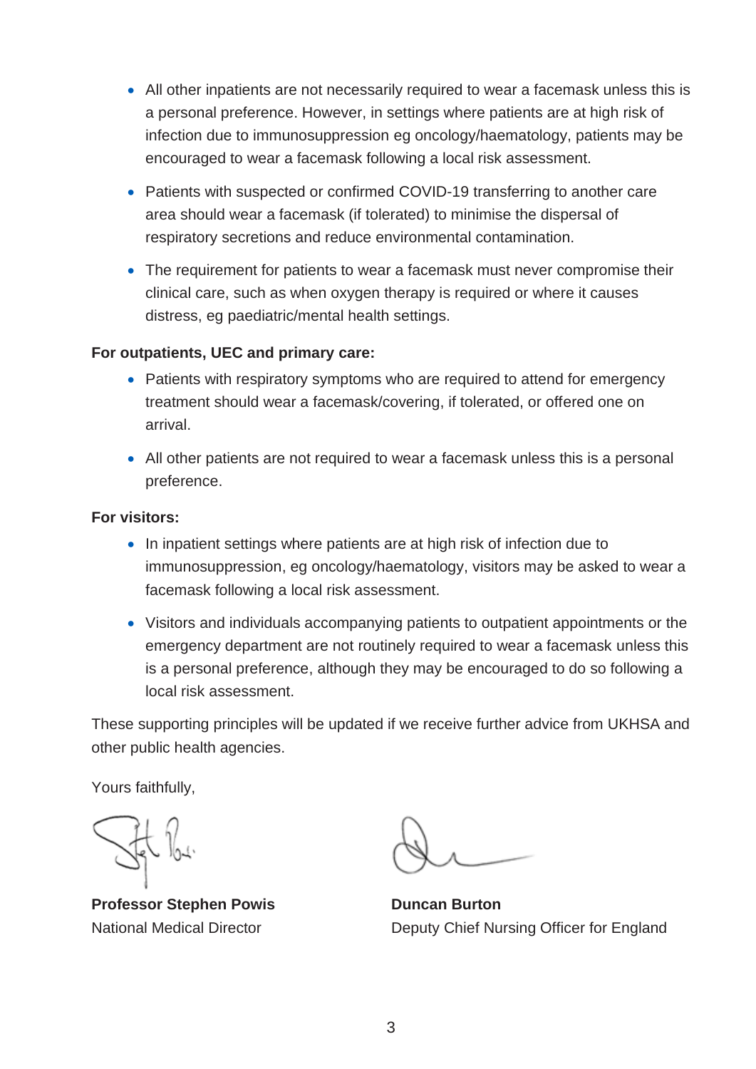- All other inpatients are not necessarily required to wear a facemask unless this is a personal preference. However, in settings where patients are at high risk of infection due to immunosuppression eg oncology/haematology, patients may be encouraged to wear a facemask following a local risk assessment.
- Patients with suspected or confirmed COVID-19 transferring to another care area should wear a facemask (if tolerated) to minimise the dispersal of respiratory secretions and reduce environmental contamination.
- The requirement for patients to wear a facemask must never compromise their clinical care, such as when oxygen therapy is required or where it causes distress, eg paediatric/mental health settings.

**For outpatients, UEC and primary care:**

- Patients with respiratory symptoms who are required to attend for emergency treatment should wear a facemask/covering, if tolerated, or offered one on arrival.
- All other patients are not required to wear a facemask unless this is a personal preference.

**For visitors:**

- In inpatient settings where patients are at high risk of infection due to immunosuppression, eg oncology/haematology, visitors may be asked to wear a facemask following a local risk assessment.
- Visitors and individuals accompanying patients to outpatient appointments or the emergency department are not routinely required to wear a facemask unless this is a personal preference, although they may be encouraged to do so following a local risk assessment.

These supporting principles will be updated if we receive further advice from UKHSA and other public health agencies.

Yours faithfully,

**Professor Stephen Powis**
National Medical Director

**Duncan Burton**
Deputy Chief Nursing Officer for England